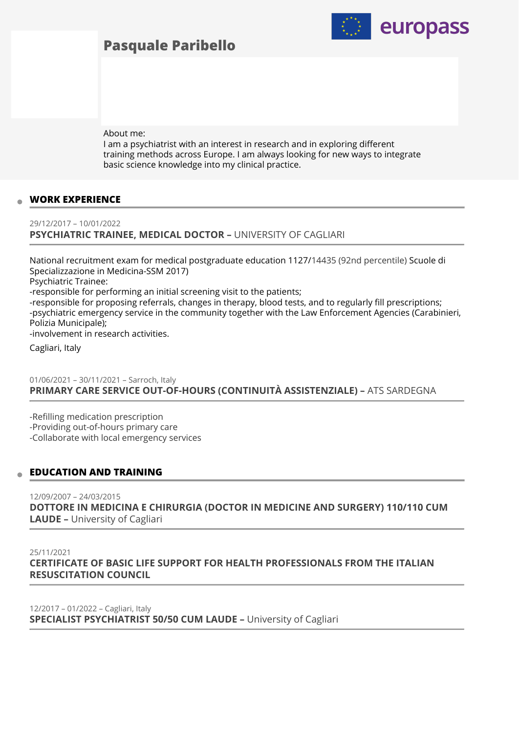# Pasquale Paribello

About me:
I am a psychiatrist with an interest in research and in exploring different training methods across Europe. I am always looking for new ways to integrate basic science knowledge into my clinical practice.

## WORK EXPERIENCE

29/12/2017 – 10/01/2022
**PSYCHIATRIC TRAINEE, MEDICAL DOCTOR –** UNIVERSITY OF CAGLIARI

National recruitment exam for medical postgraduate education 1127/14435 (92nd percentile) Scuole di Specializzazione in Medicina-SSM 2017)
Psychiatric Trainee:
-responsible for performing an initial screening visit to the patients;
-responsible for proposing referrals, changes in therapy, blood tests, and to regularly fill prescriptions;
-psychiatric emergency service in the community together with the Law Enforcement Agencies (Carabinieri, Polizia Municipale);
-involvement in research activities.

Cagliari, Italy

01/06/2021 – 30/11/2021 – Sarroch, Italy
**PRIMARY CARE SERVICE OUT-OF-HOURS (CONTINUITÀ ASSISTENZIALE) –** ATS SARDEGNA

-Refilling medication prescription
-Providing out-of-hours primary care
-Collaborate with local emergency services

## EDUCATION AND TRAINING

12/09/2007 – 24/03/2015
**DOTTORE IN MEDICINA E CHIRURGIA (DOCTOR IN MEDICINE AND SURGERY) 110/110 CUM LAUDE –** University of Cagliari

25/11/2021
**CERTIFICATE OF BASIC LIFE SUPPORT FOR HEALTH PROFESSIONALS FROM THE ITALIAN RESUSCITATION COUNCIL**

12/2017 – 01/2022 – Cagliari, Italy
**SPECIALIST PSYCHIATRIST 50/50 CUM LAUDE –** University of Cagliari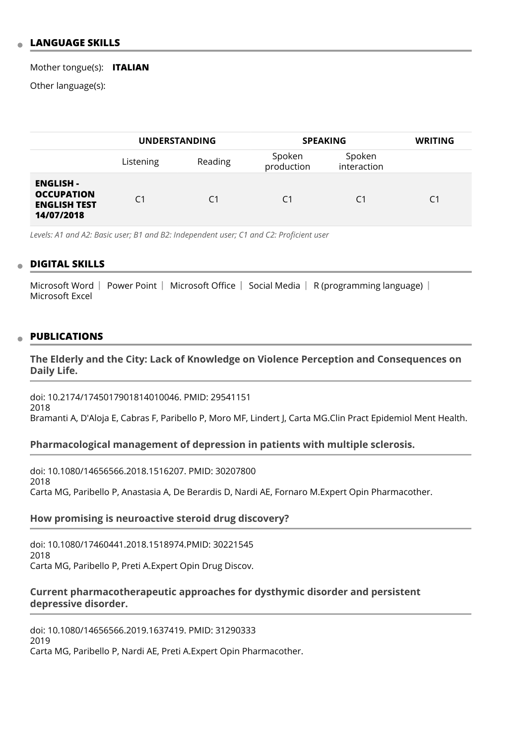## LANGUAGE SKILLS

Mother tongue(s): **ITALIAN**

Other language(s):

| | UNDERSTANDING | | SPEAKING | | WRITING |
|---|---|---|---|---|---|
| | Listening | Reading | Spoken production | Spoken interaction | |
| **ENGLISH - OCCUPATION ENGLISH TEST 14/07/2018** | C1 | C1 | C1 | C1 | C1 |

*Levels: A1 and A2: Basic user; B1 and B2: Independent user; C1 and C2: Proficient user*

## DIGITAL SKILLS

Microsoft Word | Power Point | Microsoft Office | Social Media | R (programming language) | Microsoft Excel

## PUBLICATIONS

### The Elderly and the City: Lack of Knowledge on Violence Perception and Consequences on Daily Life.

doi: 10.2174/1745017901814010046. PMID: 29541151
2018
Bramanti A, D'Aloja E, Cabras F, Paribello P, Moro MF, Lindert J, Carta MG.Clin Pract Epidemiol Ment Health.

### Pharmacological management of depression in patients with multiple sclerosis.

doi: 10.1080/14656566.2018.1516207. PMID: 30207800
2018
Carta MG, Paribello P, Anastasia A, De Berardis D, Nardi AE, Fornaro M.Expert Opin Pharmacother.

### How promising is neuroactive steroid drug discovery?

doi: 10.1080/17460441.2018.1518974.PMID: 30221545
2018
Carta MG, Paribello P, Preti A.Expert Opin Drug Discov.

### Current pharmacotherapeutic approaches for dysthymic disorder and persistent depressive disorder.

doi: 10.1080/14656566.2019.1637419. PMID: 31290333
2019
Carta MG, Paribello P, Nardi AE, Preti A.Expert Opin Pharmacother.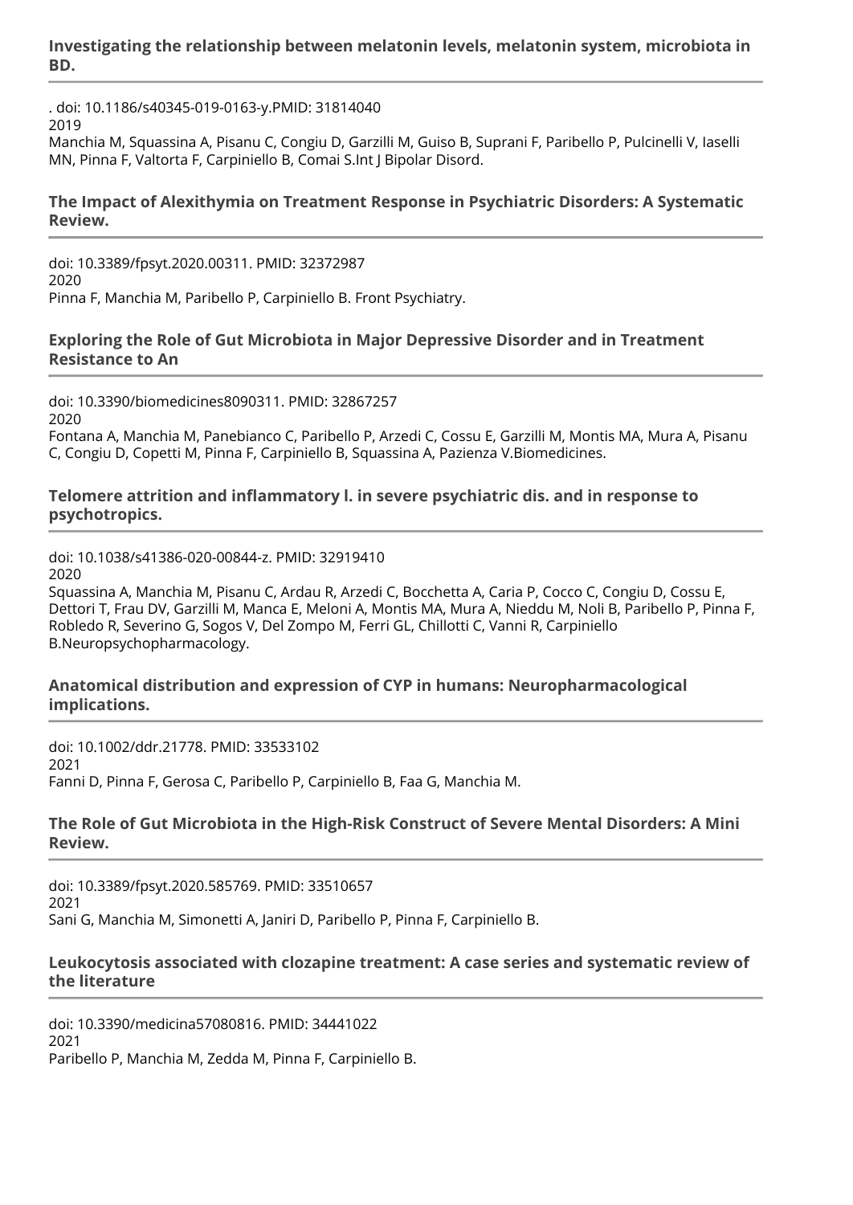### Investigating the relationship between melatonin levels, melatonin system, microbiota in BD.

. doi: 10.1186/s40345-019-0163-y.PMID: 31814040
2019
Manchia M, Squassina A, Pisanu C, Congiu D, Garzilli M, Guiso B, Suprani F, Paribello P, Pulcinelli V, Iaselli MN, Pinna F, Valtorta F, Carpiniello B, Comai S.Int J Bipolar Disord.

### The Impact of Alexithymia on Treatment Response in Psychiatric Disorders: A Systematic Review.

doi: 10.3389/fpsyt.2020.00311. PMID: 32372987
2020
Pinna F, Manchia M, Paribello P, Carpiniello B. Front Psychiatry.

### Exploring the Role of Gut Microbiota in Major Depressive Disorder and in Treatment Resistance to An

doi: 10.3390/biomedicines8090311. PMID: 32867257
2020
Fontana A, Manchia M, Panebianco C, Paribello P, Arzedi C, Cossu E, Garzilli M, Montis MA, Mura A, Pisanu C, Congiu D, Copetti M, Pinna F, Carpiniello B, Squassina A, Pazienza V.Biomedicines.

### Telomere attrition and inflammatory l. in severe psychiatric dis. and in response to psychotropics.

doi: 10.1038/s41386-020-00844-z. PMID: 32919410
2020
Squassina A, Manchia M, Pisanu C, Ardau R, Arzedi C, Bocchetta A, Caria P, Cocco C, Congiu D, Cossu E, Dettori T, Frau DV, Garzilli M, Manca E, Meloni A, Montis MA, Mura A, Nieddu M, Noli B, Paribello P, Pinna F, Robledo R, Severino G, Sogos V, Del Zompo M, Ferri GL, Chillotti C, Vanni R, Carpiniello B.Neuropsychopharmacology.

### Anatomical distribution and expression of CYP in humans: Neuropharmacological implications.

doi: 10.1002/ddr.21778. PMID: 33533102
2021
Fanni D, Pinna F, Gerosa C, Paribello P, Carpiniello B, Faa G, Manchia M.

### The Role of Gut Microbiota in the High-Risk Construct of Severe Mental Disorders: A Mini Review.

doi: 10.3389/fpsyt.2020.585769. PMID: 33510657
2021
Sani G, Manchia M, Simonetti A, Janiri D, Paribello P, Pinna F, Carpiniello B.

### Leukocytosis associated with clozapine treatment: A case series and systematic review of the literature

doi: 10.3390/medicina57080816. PMID: 34441022
2021
Paribello P, Manchia M, Zedda M, Pinna F, Carpiniello B.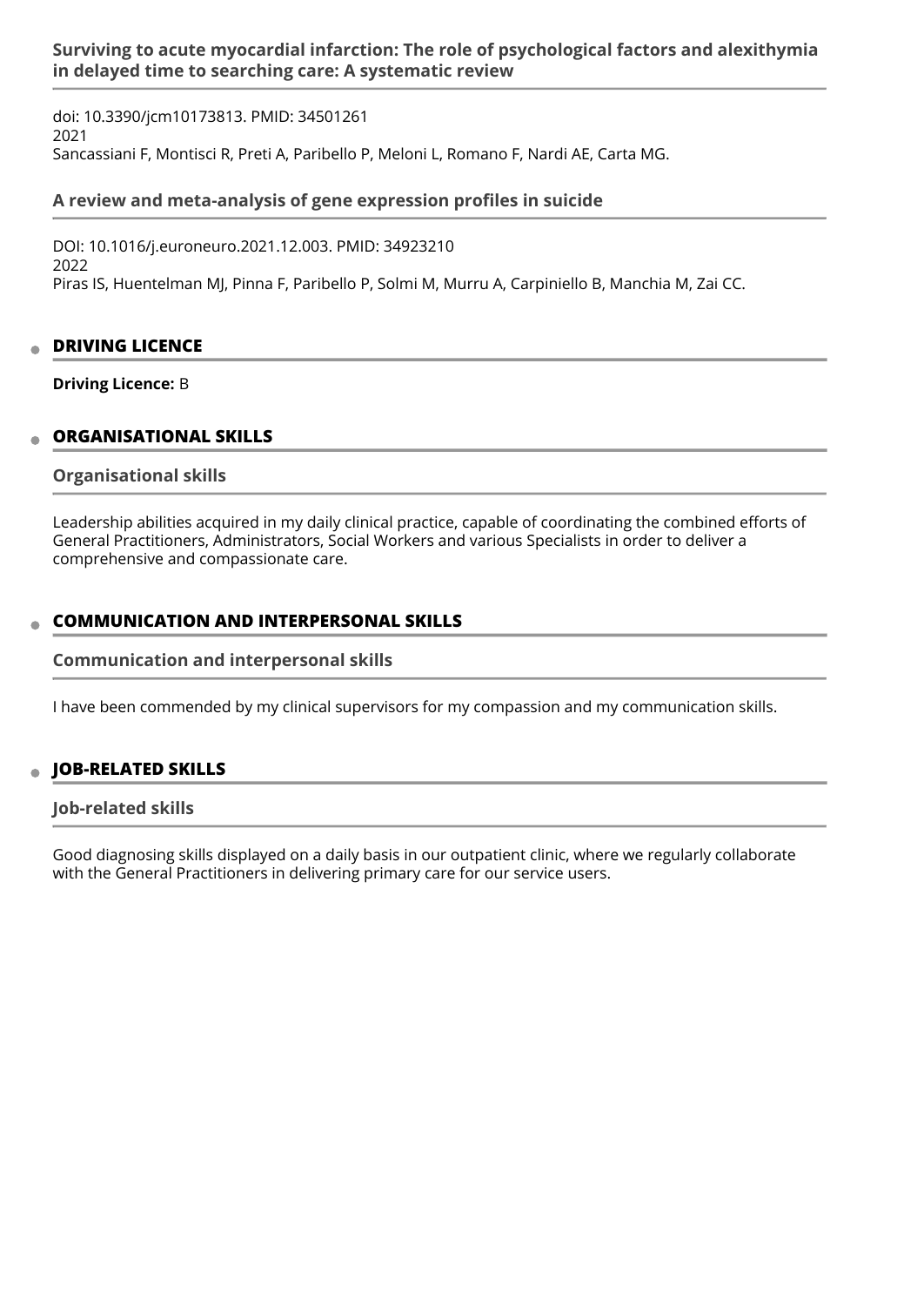### Surviving to acute myocardial infarction: The role of psychological factors and alexithymia in delayed time to searching care: A systematic review

doi: 10.3390/jcm10173813. PMID: 34501261
2021
Sancassiani F, Montisci R, Preti A, Paribello P, Meloni L, Romano F, Nardi AE, Carta MG.

### A review and meta-analysis of gene expression profiles in suicide

DOI: 10.1016/j.euroneuro.2021.12.003. PMID: 34923210
2022
Piras IS, Huentelman MJ, Pinna F, Paribello P, Solmi M, Murru A, Carpiniello B, Manchia M, Zai CC.

## DRIVING LICENCE

**Driving Licence:** B

## ORGANISATIONAL SKILLS

### Organisational skills

Leadership abilities acquired in my daily clinical practice, capable of coordinating the combined efforts of General Practitioners, Administrators, Social Workers and various Specialists in order to deliver a comprehensive and compassionate care.

## COMMUNICATION AND INTERPERSONAL SKILLS

### Communication and interpersonal skills

I have been commended by my clinical supervisors for my compassion and my communication skills.

## JOB-RELATED SKILLS

### Job-related skills

Good diagnosing skills displayed on a daily basis in our outpatient clinic, where we regularly collaborate with the General Practitioners in delivering primary care for our service users.